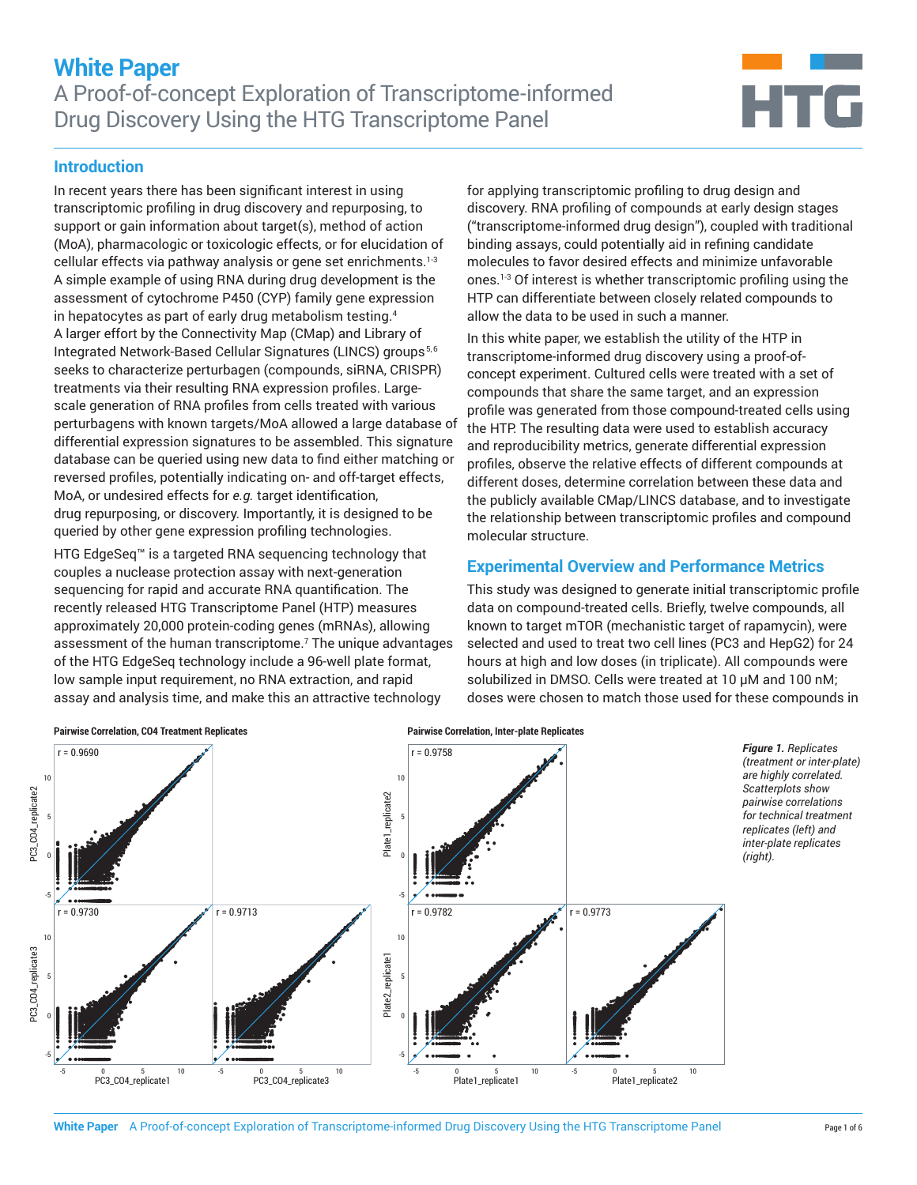# White Paper

## A Proof-of-concept Exploration of Transcriptome-informed Drug Discovery Using the HTG Transcriptome Panel

## Introduction

In recent years there has been significant interest in using transcriptomic profiling in drug discovery and repurposing, to support or gain information about target(s), method of action (MoA), pharmacologic or toxicologic effects, or for elucidation of cellular effects via pathway analysis or gene set enrichments.[1-3] A simple example of using RNA during drug development is the assessment of cytochrome P450 (CYP) family gene expression in hepatocytes as part of early drug metabolism testing.[4] A larger effort by the Connectivity Map (CMap) and Library of Integrated Network-Based Cellular Signatures (LINCS) groups[5,6] seeks to characterize perturbagen (compounds, siRNA, CRISPR) treatments via their resulting RNA expression profiles. Large-scale generation of RNA profiles from cells treated with various perturbagens with known targets/MoA allowed a large database of differential expression signatures to be assembled. This signature database can be queried using new data to find either matching or reversed profiles, potentially indicating on- and off-target effects, MoA, or undesired effects for *e.g.* target identification, drug repurposing, or discovery. Importantly, it is designed to be queried by other gene expression profiling technologies.

HTG EdgeSeq™ is a targeted RNA sequencing technology that couples a nuclease protection assay with next-generation sequencing for rapid and accurate RNA quantification. The recently released HTG Transcriptome Panel (HTP) measures approximately 20,000 protein-coding genes (mRNAs), allowing assessment of the human transcriptome.[7] The unique advantages of the HTG EdgeSeq technology include a 96-well plate format, low sample input requirement, no RNA extraction, and rapid assay and analysis time, and make this an attractive technology for applying transcriptomic profiling to drug design and discovery. RNA profiling of compounds at early design stages ("transcriptome-informed drug design"), coupled with traditional binding assays, could potentially aid in refining candidate molecules to favor desired effects and minimize unfavorable ones.[1-3] Of interest is whether transcriptomic profiling using the HTP can differentiate between closely related compounds to allow the data to be used in such a manner.

In this white paper, we establish the utility of the HTP in transcriptome-informed drug discovery using a proof-of-concept experiment. Cultured cells were treated with a set of compounds that share the same target, and an expression profile was generated from those compound-treated cells using the HTP. The resulting data were used to establish accuracy and reproducibility metrics, generate differential expression profiles, observe the relative effects of different compounds at different doses, determine correlation between these data and the publicly available CMap/LINCS database, and to investigate the relationship between transcriptomic profiles and compound molecular structure.

## Experimental Overview and Performance Metrics

This study was designed to generate initial transcriptomic profile data on compound-treated cells. Briefly, twelve compounds, all known to target mTOR (mechanistic target of rapamycin), were selected and used to treat two cell lines (PC3 and HepG2) for 24 hours at high and low doses (in triplicate). All compounds were solubilized in DMSO. Cells were treated at 10 µM and 100 nM; doses were chosen to match those used for these compounds in

*Figure 1. Replicates (treatment or inter-plate) are highly correlated. Scatterplots show pairwise correlations for technical treatment replicates (left) and inter-plate replicates (right).*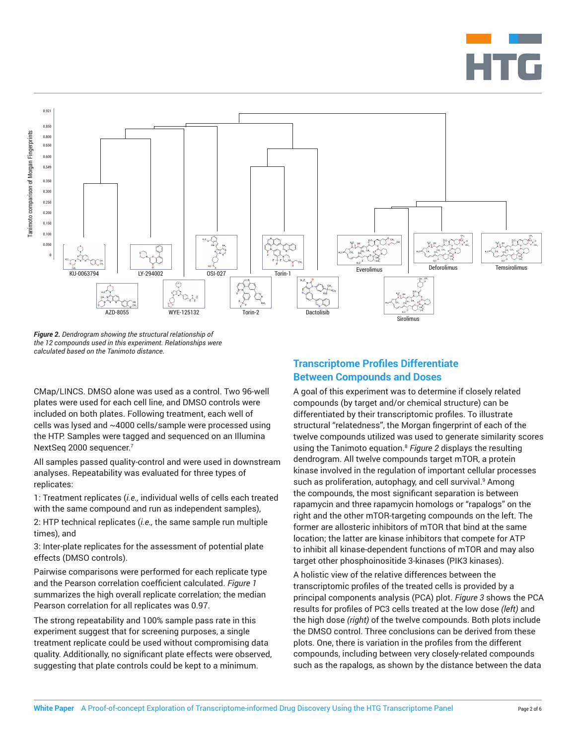*Figure 2. Dendrogram showing the structural relationship of the 12 compounds used in this experiment. Relationships were calculated based on the Tanimoto distance.*

CMap/LINCS. DMSO alone was used as a control. Two 96-well plates were used for each cell line, and DMSO controls were included on both plates. Following treatment, each well of cells was lysed and ~4000 cells/sample were processed using the HTP. Samples were tagged and sequenced on an Illumina NextSeq 2000 sequencer.[7]

All samples passed quality-control and were used in downstream analyses. Repeatability was evaluated for three types of replicates:

1: Treatment replicates (*i.e.,* individual wells of cells each treated with the same compound and run as independent samples),

2: HTP technical replicates (*i.e.,* the same sample run multiple times), and

3: Inter-plate replicates for the assessment of potential plate effects (DMSO controls).

Pairwise comparisons were performed for each replicate type and the Pearson correlation coefficient calculated. *Figure 1* summarizes the high overall replicate correlation; the median Pearson correlation for all replicates was 0.97.

The strong repeatability and 100% sample pass rate in this experiment suggest that for screening purposes, a single treatment replicate could be used without compromising data quality. Additionally, no significant plate effects were observed, suggesting that plate controls could be kept to a minimum.

## Transcriptome Profiles Differentiate Between Compounds and Doses

A goal of this experiment was to determine if closely related compounds (by target and/or chemical structure) can be differentiated by their transcriptomic profiles. To illustrate structural "relatedness", the Morgan fingerprint of each of the twelve compounds utilized was used to generate similarity scores using the Tanimoto equation.[8] *Figure 2* displays the resulting dendrogram. All twelve compounds target mTOR, a protein kinase involved in the regulation of important cellular processes such as proliferation, autophagy, and cell survival.[9] Among the compounds, the most significant separation is between rapamycin and three rapamycin homologs or "rapalogs" on the right and the other mTOR-targeting compounds on the left. The former are allosteric inhibitors of mTOR that bind at the same location; the latter are kinase inhibitors that compete for ATP to inhibit all kinase-dependent functions of mTOR and may also target other phosphoinositide 3-kinases (PIK3 kinases).

A holistic view of the relative differences between the transcriptomic profiles of the treated cells is provided by a principal components analysis (PCA) plot. *Figure 3* shows the PCA results for profiles of PC3 cells treated at the low dose *(left)* and the high dose *(right)* of the twelve compounds. Both plots include the DMSO control. Three conclusions can be derived from these plots. One, there is variation in the profiles from the different compounds, including between very closely-related compounds such as the rapalogs, as shown by the distance between the data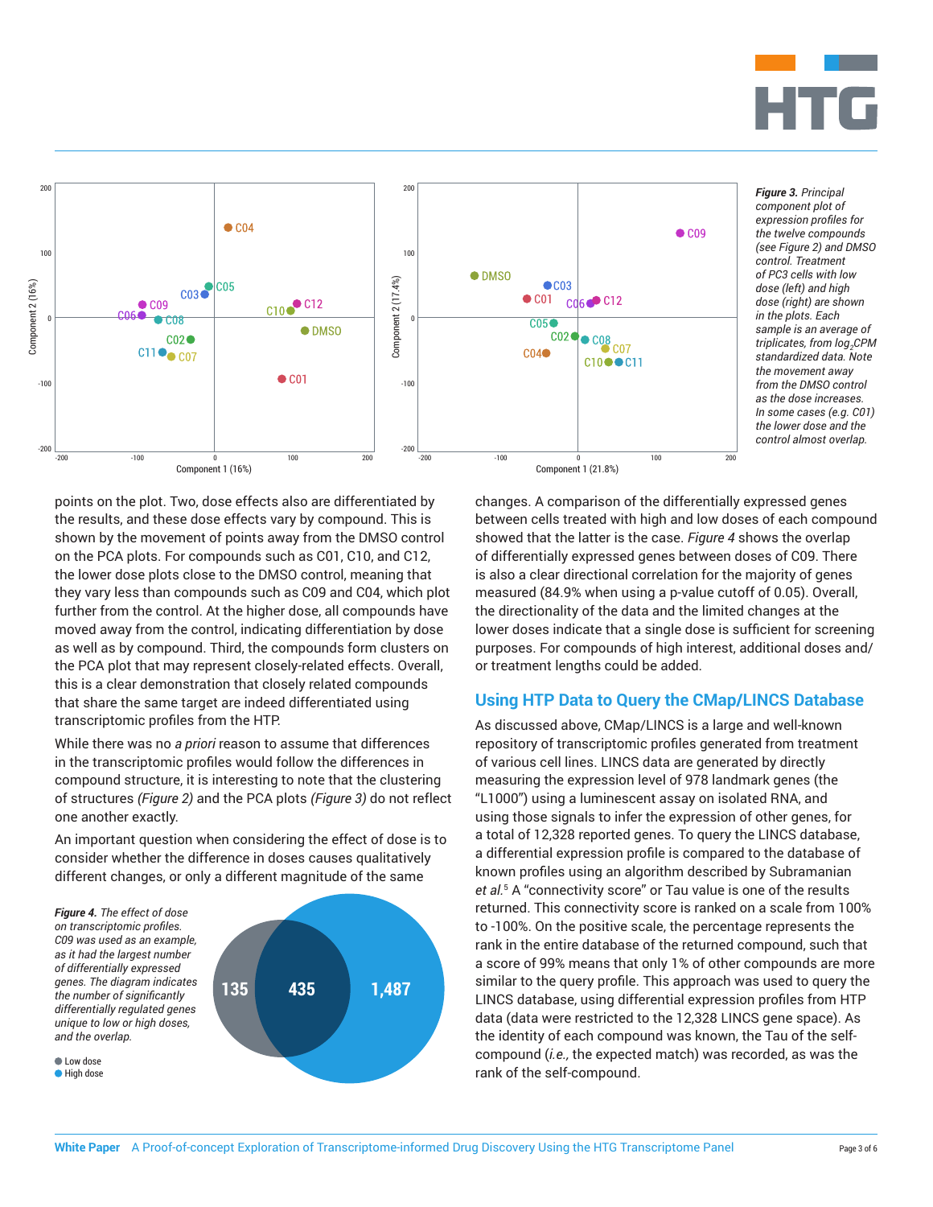*Figure 3. Principal component plot of expression profiles for the twelve compounds (see Figure 2) and DMSO control. Treatment of PC3 cells with low dose (left) and high dose (right) are shown in the plots. Each sample is an average of triplicates, from $log_2$CPM standardized data. Note the movement away from the DMSO control as the dose increases. In some cases (e.g. C01) the lower dose and the control almost overlap.*

points on the plot. Two, dose effects also are differentiated by the results, and these dose effects vary by compound. This is shown by the movement of points away from the DMSO control on the PCA plots. For compounds such as C01, C10, and C12, the lower dose plots close to the DMSO control, meaning that they vary less than compounds such as C09 and C04, which plot further from the control. At the higher dose, all compounds have moved away from the control, indicating differentiation by dose as well as by compound. Third, the compounds form clusters on the PCA plot that may represent closely-related effects. Overall, this is a clear demonstration that closely related compounds that share the same target are indeed differentiated using transcriptomic profiles from the HTP.

While there was no *a priori* reason to assume that differences in the transcriptomic profiles would follow the differences in compound structure, it is interesting to note that the clustering of structures *(Figure 2)* and the PCA plots *(Figure 3)* do not reflect one another exactly.

An important question when considering the effect of dose is to consider whether the difference in doses causes qualitatively different changes, or only a different magnitude of the same changes. A comparison of the differentially expressed genes between cells treated with high and low doses of each compound showed that the latter is the case. *Figure 4* shows the overlap of differentially expressed genes between doses of C09. There is also a clear directional correlation for the majority of genes measured (84.9% when using a p-value cutoff of 0.05). Overall, the directionality of the data and the limited changes at the lower doses indicate that a single dose is sufficient for screening purposes. For compounds of high interest, additional doses and/or treatment lengths could be added.

***Figure 4.** The effect of dose on transcriptomic profiles. C09 was used as an example, as it had the largest number of differentially expressed genes. The diagram indicates the number of significantly differentially regulated genes unique to low or high doses, and the overlap.*

## Using HTP Data to Query the CMap/LINCS Database

As discussed above, CMap/LINCS is a large and well-known repository of transcriptomic profiles generated from treatment of various cell lines. LINCS data are generated by directly measuring the expression level of 978 landmark genes (the "L1000") using a luminescent assay on isolated RNA, and using those signals to infer the expression of other genes, for a total of 12,328 reported genes. To query the LINCS database, a differential expression profile is compared to the database of known profiles using an algorithm described by Subramanian *et al.*[5] A "connectivity score" or Tau value is one of the results returned. This connectivity score is ranked on a scale from 100% to -100%. On the positive scale, the percentage represents the rank in the entire database of the returned compound, such that a score of 99% means that only 1% of other compounds are more similar to the query profile. This approach was used to query the LINCS database, using differential expression profiles from HTP data (data were restricted to the 12,328 LINCS gene space). As the identity of each compound was known, the Tau of the self-compound (*i.e.,* the expected match) was recorded, as was the rank of the self-compound.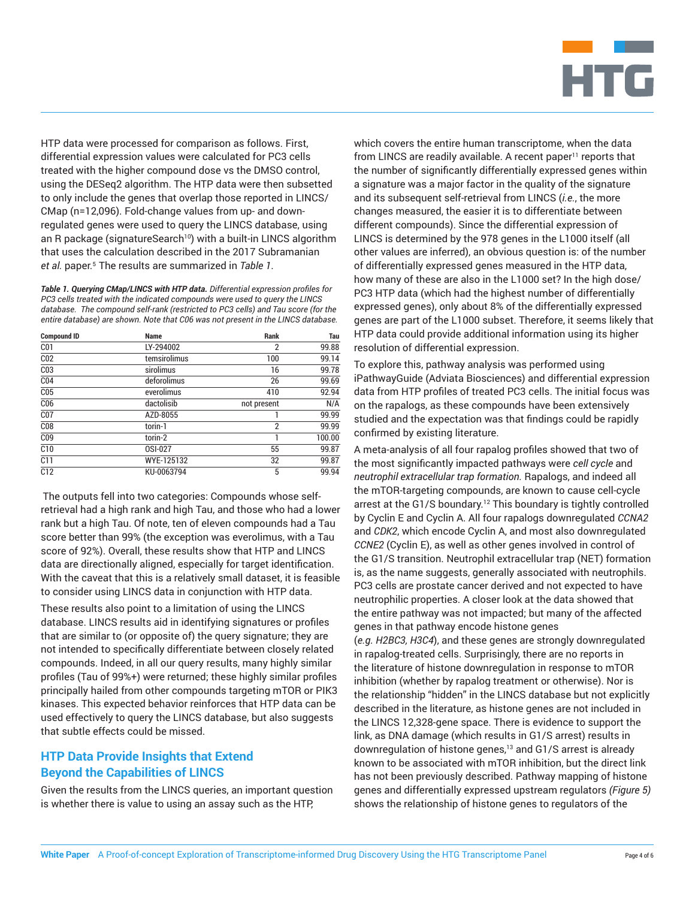HTP data were processed for comparison as follows. First, differential expression values were calculated for PC3 cells treated with the higher compound dose vs the DMSO control, using the DESeq2 algorithm. The HTP data were then subsetted to only include the genes that overlap those reported in LINCS/CMap (n=12,096). Fold-change values from up- and down-regulated genes were used to query the LINCS database, using an R package (signatureSearch[10]) with a built-in LINCS algorithm that uses the calculation described in the 2017 Subramanian *et al.* paper.[5] The results are summarized in *Table 1*.

***Table 1. Querying CMap/LINCS with HTP data.*** *Differential expression profiles for PC3 cells treated with the indicated compounds were used to query the LINCS database. The compound self-rank (restricted to PC3 cells) and Tau score (for the entire database) are shown. Note that C06 was not present in the LINCS database.*

| Compound ID | Name | Rank | Tau |
|---|---|---|---|
| C01 | LY-294002 | 2 | 99.88 |
| C02 | temsirolimus | 100 | 99.14 |
| C03 | sirolimus | 16 | 99.78 |
| C04 | deforolimus | 26 | 99.69 |
| C05 | everolimus | 410 | 92.94 |
| C06 | dactolisib | not present | N/A |
| C07 | AZD-8055 | 1 | 99.99 |
| C08 | torin-1 | 2 | 99.99 |
| C09 | torin-2 | 1 | 100.00 |
| C10 | OSI-027 | 55 | 99.87 |
| C11 | WYE-125132 | 32 | 99.87 |
| C12 | KU-0063794 | 5 | 99.94 |

The outputs fell into two categories: Compounds whose self-retrieval had a high rank and high Tau, and those who had a lower rank but a high Tau. Of note, ten of eleven compounds had a Tau score better than 99% (the exception was everolimus, with a Tau score of 92%). Overall, these results show that HTP and LINCS data are directionally aligned, especially for target identification. With the caveat that this is a relatively small dataset, it is feasible to consider using LINCS data in conjunction with HTP data.

These results also point to a limitation of using the LINCS database. LINCS results aid in identifying signatures or profiles that are similar to (or opposite of) the query signature; they are not intended to specifically differentiate between closely related compounds. Indeed, in all our query results, many highly similar profiles (Tau of 99%+) were returned; these highly similar profiles principally hailed from other compounds targeting mTOR or PIK3 kinases. This expected behavior reinforces that HTP data can be used effectively to query the LINCS database, but also suggests that subtle effects could be missed.

## HTP Data Provide Insights that Extend Beyond the Capabilities of LINCS

Given the results from the LINCS queries, an important question is whether there is value to using an assay such as the HTP, which covers the entire human transcriptome, when the data from LINCS are readily available. A recent paper[11] reports that the number of significantly differentially expressed genes within a signature was a major factor in the quality of the signature and its subsequent self-retrieval from LINCS (*i.e.*, the more changes measured, the easier it is to differentiate between different compounds). Since the differential expression of LINCS is determined by the 978 genes in the L1000 itself (all other values are inferred), an obvious question is: of the number of differentially expressed genes measured in the HTP data, how many of these are also in the L1000 set? In the high dose/PC3 HTP data (which had the highest number of differentially expressed genes), only about 8% of the differentially expressed genes are part of the L1000 subset. Therefore, it seems likely that HTP data could provide additional information using its higher resolution of differential expression.

To explore this, pathway analysis was performed using iPathwayGuide (Adviata Biosciences) and differential expression data from HTP profiles of treated PC3 cells. The initial focus was on the rapalogs, as these compounds have been extensively studied and the expectation was that findings could be rapidly confirmed by existing literature.

A meta-analysis of all four rapalog profiles showed that two of the most significantly impacted pathways were *cell cycle* and *neutrophil extracellular trap formation.* Rapalogs, and indeed all the mTOR-targeting compounds, are known to cause cell-cycle arrest at the G1/S boundary.[12] This boundary is tightly controlled by Cyclin E and Cyclin A. All four rapalogs downregulated *CCNA2* and *CDK2*, which encode Cyclin A, and most also downregulated *CCNE2* (Cyclin E), as well as other genes involved in control of the G1/S transition. Neutrophil extracellular trap (NET) formation is, as the name suggests, generally associated with neutrophils. PC3 cells are prostate cancer derived and not expected to have neutrophilic properties. A closer look at the data showed that the entire pathway was not impacted; but many of the affected genes in that pathway encode histone genes (*e.g. H2BC3, H3C4*), and these genes are strongly downregulated in rapalog-treated cells. Surprisingly, there are no reports in the literature of histone downregulation in response to mTOR inhibition (whether by rapalog treatment or otherwise). Nor is the relationship "hidden" in the LINCS database but not explicitly described in the literature, as histone genes are not included in the LINCS 12,328-gene space. There is evidence to support the link, as DNA damage (which results in G1/S arrest) results in downregulation of histone genes,[13] and G1/S arrest is already known to be associated with mTOR inhibition, but the direct link has not been previously described. Pathway mapping of histone genes and differentially expressed upstream regulators *(Figure 5)* shows the relationship of histone genes to regulators of the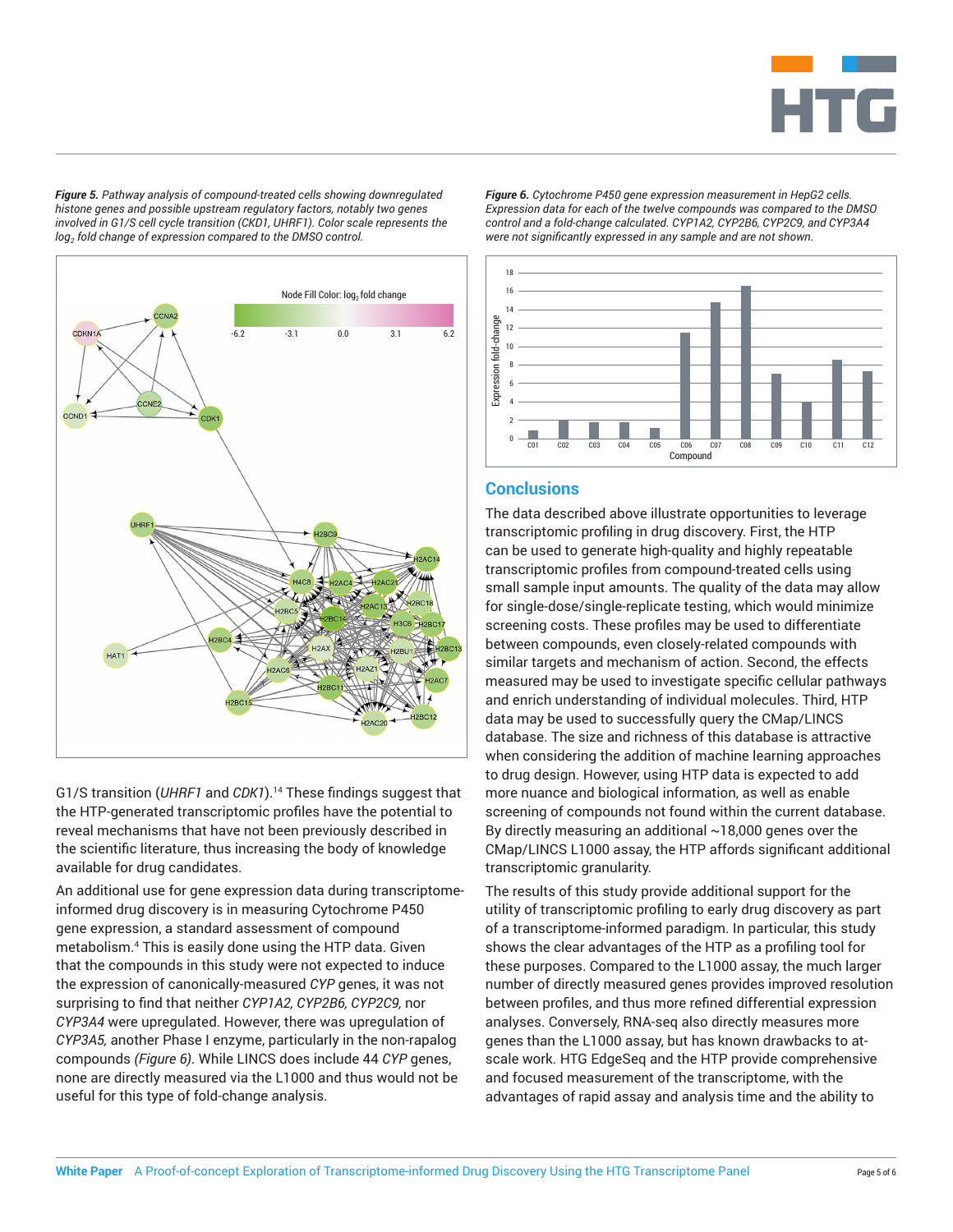***Figure 5.*** *Pathway analysis of compound-treated cells showing downregulated histone genes and possible upstream regulatory factors, notably two genes involved in G1/S cell cycle transition (CKD1, UHRF1). Color scale represents the $log_2$ fold change of expression compared to the DMSO control.*

***Figure 6.*** *Cytochrome P450 gene expression measurement in HepG2 cells. Expression data for each of the twelve compounds was compared to the DMSO control and a fold-change calculated. CYP1A2, CYP2B6, CYP2C9, and CYP3A4 were not significantly expressed in any sample and are not shown.*

G1/S transition (*UHRF1* and *CDK1*).[14] These findings suggest that the HTP-generated transcriptomic profiles have the potential to reveal mechanisms that have not been previously described in the scientific literature, thus increasing the body of knowledge available for drug candidates.

An additional use for gene expression data during transcriptome-informed drug discovery is in measuring Cytochrome P450 gene expression, a standard assessment of compound metabolism.[4] This is easily done using the HTP data. Given that the compounds in this study were not expected to induce the expression of canonically-measured *CYP* genes, it was not surprising to find that neither *CYP1A2, CYP2B6, CYP2C9,* nor *CYP3A4* were upregulated. However, there was upregulation of *CYP3A5,* another Phase I enzyme, particularly in the non-rapalog compounds *(Figure 6)*. While LINCS does include 44 *CYP* genes, none are directly measured via the L1000 and thus would not be useful for this type of fold-change analysis.

## Conclusions

The data described above illustrate opportunities to leverage transcriptomic profiling in drug discovery. First, the HTP can be used to generate high-quality and highly repeatable transcriptomic profiles from compound-treated cells using small sample input amounts. The quality of the data may allow for single-dose/single-replicate testing, which would minimize screening costs. These profiles may be used to differentiate between compounds, even closely-related compounds with similar targets and mechanism of action. Second, the effects measured may be used to investigate specific cellular pathways and enrich understanding of individual molecules. Third, HTP data may be used to successfully query the CMap/LINCS database. The size and richness of this database is attractive when considering the addition of machine learning approaches to drug design. However, using HTP data is expected to add more nuance and biological information, as well as enable screening of compounds not found within the current database. By directly measuring an additional ~18,000 genes over the CMap/LINCS L1000 assay, the HTP affords significant additional transcriptomic granularity.

The results of this study provide additional support for the utility of transcriptomic profiling to early drug discovery as part of a transcriptome-informed paradigm. In particular, this study shows the clear advantages of the HTP as a profiling tool for these purposes. Compared to the L1000 assay, the much larger number of directly measured genes provides improved resolution between profiles, and thus more refined differential expression analyses. Conversely, RNA-seq also directly measures more genes than the L1000 assay, but has known drawbacks to at-scale work. HTG EdgeSeq and the HTP provide comprehensive and focused measurement of the transcriptome, with the advantages of rapid assay and analysis time and the ability to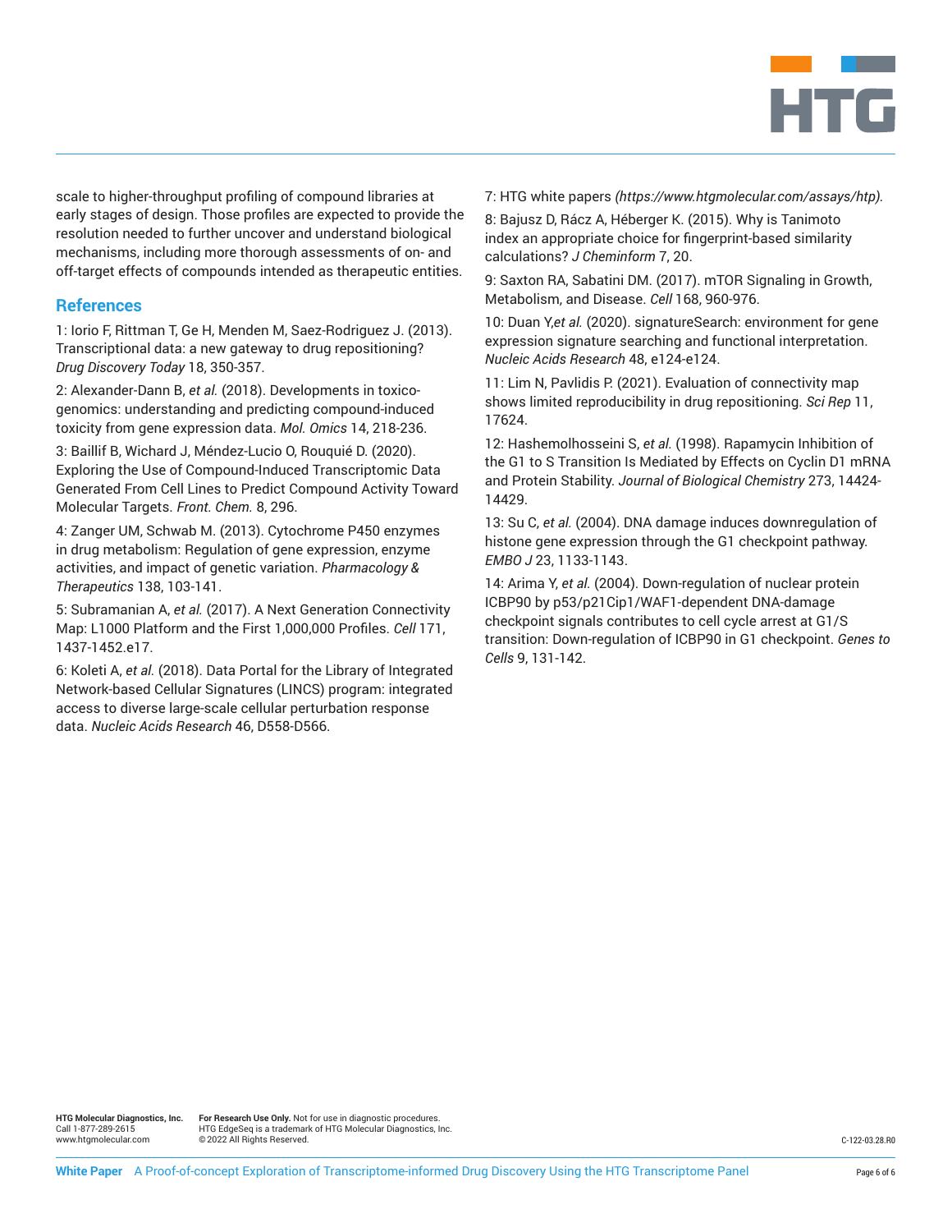scale to higher-throughput profiling of compound libraries at early stages of design. Those profiles are expected to provide the resolution needed to further uncover and understand biological mechanisms, including more thorough assessments of on- and off-target effects of compounds intended as therapeutic entities.

## References

1: Iorio F, Rittman T, Ge H, Menden M, Saez-Rodriguez J. (2013). Transcriptional data: a new gateway to drug repositioning? *Drug Discovery Today* 18, 350-357.

2: Alexander-Dann B, *et al.* (2018). Developments in toxicogenomics: understanding and predicting compound-induced toxicity from gene expression data. *Mol. Omics* 14, 218-236.

3: Baillif B, Wichard J, Méndez-Lucio O, Rouquié D. (2020). Exploring the Use of Compound-Induced Transcriptomic Data Generated From Cell Lines to Predict Compound Activity Toward Molecular Targets. *Front. Chem.* 8, 296.

4: Zanger UM, Schwab M. (2013). Cytochrome P450 enzymes in drug metabolism: Regulation of gene expression, enzyme activities, and impact of genetic variation. *Pharmacology & Therapeutics* 138, 103-141.

5: Subramanian A, *et al.* (2017). A Next Generation Connectivity Map: L1000 Platform and the First 1,000,000 Profiles. *Cell* 171, 1437-1452.e17.

6: Koleti A, *et al.* (2018). Data Portal for the Library of Integrated Network-based Cellular Signatures (LINCS) program: integrated access to diverse large-scale cellular perturbation response data. *Nucleic Acids Research* 46, D558-D566.

7: HTG white papers *(https://www.htgmolecular.com/assays/htp).*

8: Bajusz D, Rácz A, Héberger K. (2015). Why is Tanimoto index an appropriate choice for fingerprint-based similarity calculations? *J Cheminform* 7, 20.

9: Saxton RA, Sabatini DM. (2017). mTOR Signaling in Growth, Metabolism, and Disease. *Cell* 168, 960-976.

10: Duan Y,*et al.* (2020). signatureSearch: environment for gene expression signature searching and functional interpretation. *Nucleic Acids Research* 48, e124-e124.

11: Lim N, Pavlidis P. (2021). Evaluation of connectivity map shows limited reproducibility in drug repositioning. *Sci Rep* 11, 17624.

12: Hashemolhosseini S, *et al.* (1998). Rapamycin Inhibition of the G1 to S Transition Is Mediated by Effects on Cyclin D1 mRNA and Protein Stability. *Journal of Biological Chemistry* 273, 14424-14429.

13: Su C, *et al.* (2004). DNA damage induces downregulation of histone gene expression through the G1 checkpoint pathway. *EMBO J* 23, 1133-1143.

14: Arima Y, *et al.* (2004). Down-regulation of nuclear protein ICBP90 by p53/p21Cip1/WAF1-dependent DNA-damage checkpoint signals contributes to cell cycle arrest at G1/S transition: Down-regulation of ICBP90 in G1 checkpoint. *Genes to Cells* 9, 131-142.

**HTG Molecular Diagnostics, Inc.**
Call 1-877-289-2615
www.htgmolecular.com

**For Research Use Only.** Not for use in diagnostic procedures.
HTG EdgeSeq is a trademark of HTG Molecular Diagnostics, Inc.
© 2022 All Rights Reserved.

C-122-03.28.R0